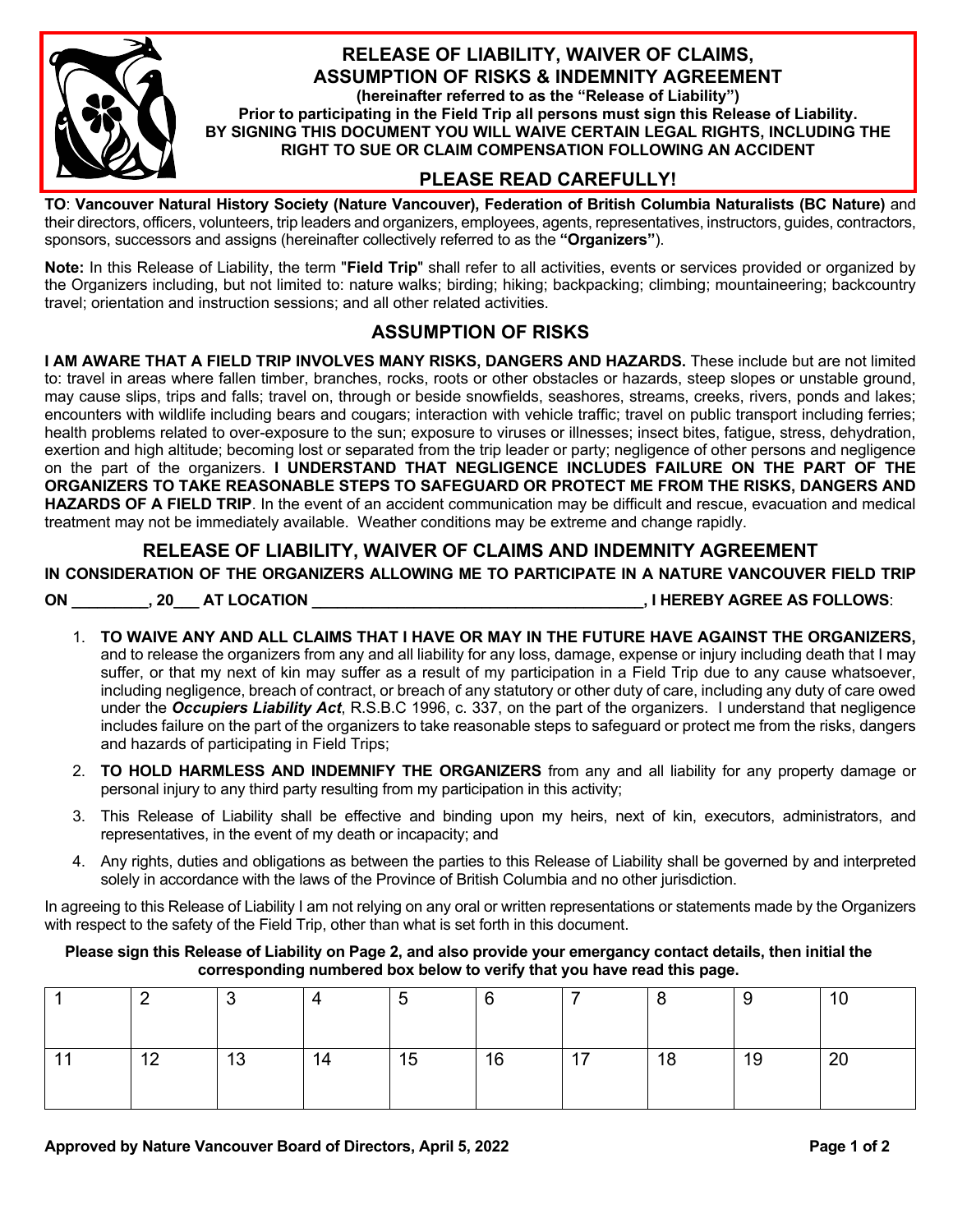# RELEASE OF LIABILITY, WAIVER OF CLAIMS, ASSUMPTION OF RISKS & INDEMNITY AGREEMENT

**(hereinafter referred to as the "Release of Liability")**

**Prior to participating in the Field Trip all persons must sign this Release of Liability.**

**BY SIGNING THIS DOCUMENT YOU WILL WAIVE CERTAIN LEGAL RIGHTS, INCLUDING THE RIGHT TO SUE OR CLAIM COMPENSATION FOLLOWING AN ACCIDENT**

## PLEASE READ CAREFULLY!

**TO**: **Vancouver Natural History Society (Nature Vancouver), Federation of British Columbia Naturalists (BC Nature)** and their directors, officers, volunteers, trip leaders and organizers, employees, agents, representatives, instructors, guides, contractors, sponsors, successors and assigns (hereinafter collectively referred to as the **"Organizers"**).

**Note:** In this Release of Liability, the term "**Field Trip**" shall refer to all activities, events or services provided or organized by the Organizers including, but not limited to: nature walks; birding; hiking; backpacking; climbing; mountaineering; backcountry travel; orientation and instruction sessions; and all other related activities.

## ASSUMPTION OF RISKS

**I AM AWARE THAT A FIELD TRIP INVOLVES MANY RISKS, DANGERS AND HAZARDS.** These include but are not limited to: travel in areas where fallen timber, branches, rocks, roots or other obstacles or hazards, steep slopes or unstable ground, may cause slips, trips and falls; travel on, through or beside snowfields, seashores, streams, creeks, rivers, ponds and lakes; encounters with wildlife including bears and cougars; interaction with vehicle traffic; travel on public transport including ferries; health problems related to over-exposure to the sun; exposure to viruses or illnesses; insect bites, fatigue, stress, dehydration, exertion and high altitude; becoming lost or separated from the trip leader or party; negligence of other persons and negligence on the part of the organizers. **I UNDERSTAND THAT NEGLIGENCE INCLUDES FAILURE ON THE PART OF THE ORGANIZERS TO TAKE REASONABLE STEPS TO SAFEGUARD OR PROTECT ME FROM THE RISKS, DANGERS AND HAZARDS OF A FIELD TRIP**. In the event of an accident communication may be difficult and rescue, evacuation and medical treatment may not be immediately available. Weather conditions may be extreme and change rapidly.

## RELEASE OF LIABILITY, WAIVER OF CLAIMS AND INDEMNITY AGREEMENT

**IN CONSIDERATION OF THE ORGANIZERS ALLOWING ME TO PARTICIPATE IN A NATURE VANCOUVER FIELD TRIP ON _________, 20___ AT LOCATION _______________________________________, I HEREBY AGREE AS FOLLOWS**:

1. **TO WAIVE ANY AND ALL CLAIMS THAT I HAVE OR MAY IN THE FUTURE HAVE AGAINST THE ORGANIZERS,** and to release the organizers from any and all liability for any loss, damage, expense or injury including death that I may suffer, or that my next of kin may suffer as a result of my participation in a Field Trip due to any cause whatsoever, including negligence, breach of contract, or breach of any statutory or other duty of care, including any duty of care owed under the ***Occupiers Liability Act***, R.S.B.C 1996, c. 337, on the part of the organizers. I understand that negligence includes failure on the part of the organizers to take reasonable steps to safeguard or protect me from the risks, dangers and hazards of participating in Field Trips;
2. **TO HOLD HARMLESS AND INDEMNIFY THE ORGANIZERS** from any and all liability for any property damage or personal injury to any third party resulting from my participation in this activity;
3. This Release of Liability shall be effective and binding upon my heirs, next of kin, executors, administrators, and representatives, in the event of my death or incapacity; and
4. Any rights, duties and obligations as between the parties to this Release of Liability shall be governed by and interpreted solely in accordance with the laws of the Province of British Columbia and no other jurisdiction.

In agreeing to this Release of Liability I am not relying on any oral or written representations or statements made by the Organizers with respect to the safety of the Field Trip, other than what is set forth in this document.

**Please sign this Release of Liability on Page 2, and also provide your emergancy contact details, then initial the corresponding numbered box below to verify that you have read this page.**

| 1 | 2 | 3 | 4 | 5 | 6 | 7 | 8 | 9 | 10 |
|---|---|---|---|---|---|---|---|---|---|
| 11 | 12 | 13 | 14 | 15 | 16 | 17 | 18 | 19 | 20 |

**Approved by Nature Vancouver Board of Directors, April 5, 2022**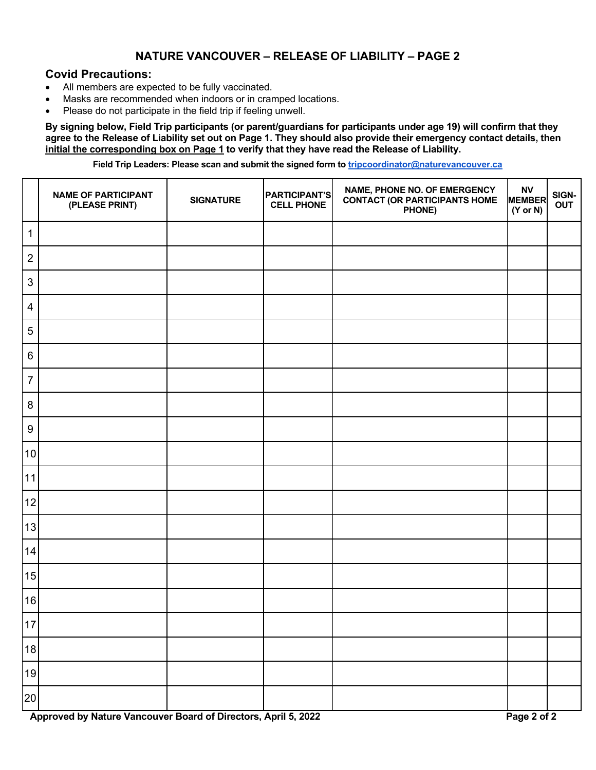# NATURE VANCOUVER – RELEASE OF LIABILITY – PAGE 2

## Covid Precautions:

- All members are expected to be fully vaccinated.
- Masks are recommended when indoors or in cramped locations.
- Please do not participate in the field trip if feeling unwell.

**By signing below, Field Trip participants (or parent/guardians for participants under age 19) will confirm that they agree to the Release of Liability set out on Page 1. They should also provide their emergency contact details, then initial the corresponding box on Page 1 to verify that they have read the Release of Liability.**

**Field Trip Leaders: Please scan and submit the signed form to tripcoordinator@naturevancouver.ca**

| | NAME OF PARTICIPANT (PLEASE PRINT) | SIGNATURE | PARTICIPANT'S CELL PHONE | NAME, PHONE NO. OF EMERGENCY CONTACT (OR PARTICIPANTS HOME PHONE) | NV MEMBER (Y or N) | SIGN-OUT |
|---|---|---|---|---|---|---|
| 1 | | | | | | |
| 2 | | | | | | |
| 3 | | | | | | |
| 4 | | | | | | |
| 5 | | | | | | |
| 6 | | | | | | |
| 7 | | | | | | |
| 8 | | | | | | |
| 9 | | | | | | |
| 10 | | | | | | |
| 11 | | | | | | |
| 12 | | | | | | |
| 13 | | | | | | |
| 14 | | | | | | |
| 15 | | | | | | |
| 16 | | | | | | |
| 17 | | | | | | |
| 18 | | | | | | |
| 19 | | | | | | |
| 20 | | | | | | |

**Approved by Nature Vancouver Board of Directors, April 5, 2022**